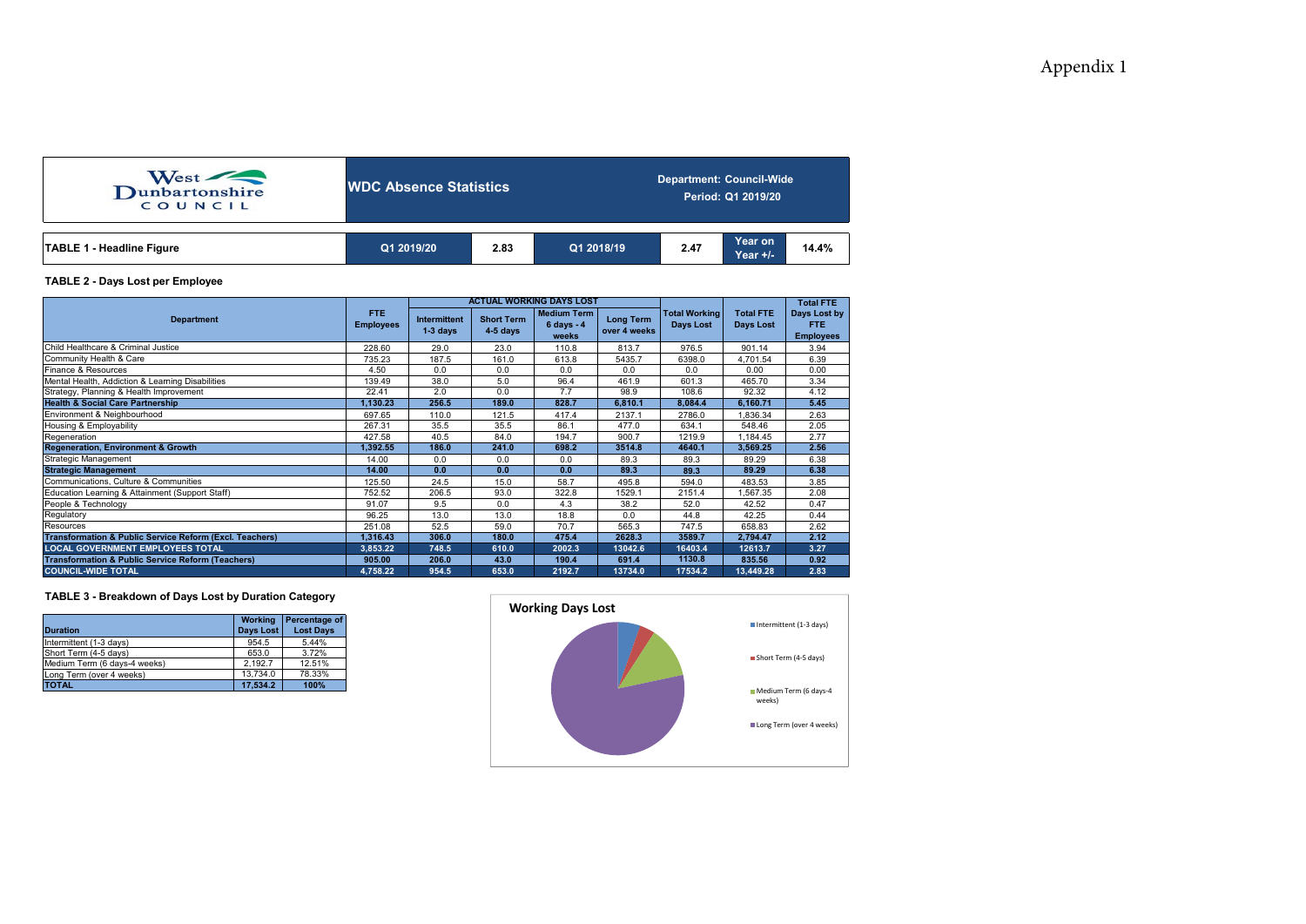Appendix 1

West Dunbartonshire COUNCIL

**WDC Absence Statistics**

**Department: Council-Wide**
**Period: Q1 2019/20**

| TABLE 1 - Headline Figure | Q1 2019/20 | 2.83 | Q1 2018/19 | 2.47 | Year on Year +/- | 14.4% |
|---|---|---|---|---|---|---|

**TABLE 2 - Days Lost per Employee**

| Department | FTE Employees | ACTUAL WORKING DAYS LOST | | | | Total Working Days Lost | Total FTE Days Lost | Total FTE Days Lost by FTE Employees |
|---|---|---|---|---|---|---|---|---|
| | | Intermittent 1-3 days | Short Term 4-5 days | Medium Term 6 days - 4 weeks | Long Term over 4 weeks | | | |
| Child Healthcare & Criminal Justice | 228.60 | 29.0 | 23.0 | 110.8 | 813.7 | 976.5 | 901.14 | 3.94 |
| Community Health & Care | 735.23 | 187.5 | 161.0 | 613.8 | 5435.7 | 6398.0 | 4,701.54 | 6.39 |
| Finance & Resources | 4.50 | 0.0 | 0.0 | 0.0 | 0.0 | 0.0 | 0.00 | 0.00 |
| Mental Health, Addiction & Learning Disabilities | 139.49 | 38.0 | 5.0 | 96.4 | 461.9 | 601.3 | 465.70 | 3.34 |
| Strategy, Planning & Health Improvement | 22.41 | 2.0 | 0.0 | 7.7 | 98.9 | 108.6 | 92.32 | 4.12 |
| **Health & Social Care Partnership** | **1,130.23** | **256.5** | **189.0** | **828.7** | **6,810.1** | **8,084.4** | **6,160.71** | **5.45** |
| Environment & Neighbourhood | 697.65 | 110.0 | 121.5 | 417.4 | 2137.1 | 2786.0 | 1,836.34 | 2.63 |
| Housing & Employability | 267.31 | 35.5 | 35.5 | 86.1 | 477.0 | 634.1 | 548.46 | 2.05 |
| Regeneration | 427.58 | 40.5 | 84.0 | 194.7 | 900.7 | 1219.9 | 1,184.45 | 2.77 |
| **Regeneration, Environment & Growth** | **1,392.55** | **186.0** | **241.0** | **698.2** | **3514.8** | **4640.1** | **3,569.25** | **2.56** |
| Strategic Management | 14.00 | 0.0 | 0.0 | 0.0 | 89.3 | 89.3 | 89.29 | 6.38 |
| **Strategic Management** | **14.00** | **0.0** | **0.0** | **0.0** | **89.3** | **89.3** | **89.29** | **6.38** |
| Communications, Culture & Communities | 125.50 | 24.5 | 15.0 | 58.7 | 495.8 | 594.0 | 483.53 | 3.85 |
| Education Learning & Attainment (Support Staff) | 752.52 | 206.5 | 93.0 | 322.8 | 1529.1 | 2151.4 | 1,567.35 | 2.08 |
| People & Technology | 91.07 | 9.5 | 0.0 | 4.3 | 38.2 | 52.0 | 42.52 | 0.47 |
| Regulatory | 96.25 | 13.0 | 13.0 | 18.8 | 0.0 | 44.8 | 42.25 | 0.44 |
| Resources | 251.08 | 52.5 | 59.0 | 70.7 | 565.3 | 747.5 | 658.83 | 2.62 |
| **Transformation & Public Service Reform (Excl. Teachers)** | **1,316.43** | **306.0** | **180.0** | **475.4** | **2628.3** | **3589.7** | **2,794.47** | **2.12** |
| **LOCAL GOVERNMENT EMPLOYEES TOTAL** | **3,853.22** | **748.5** | **610.0** | **2002.3** | **13042.6** | **16403.4** | **12613.7** | **3.27** |
| **Transformation & Public Service Reform (Teachers)** | **905.00** | **206.0** | **43.0** | **190.4** | **691.4** | **1130.8** | **835.56** | **0.92** |
| **COUNCIL-WIDE TOTAL** | **4,758.22** | **954.5** | **653.0** | **2192.7** | **13734.0** | **17534.2** | **13,449.28** | **2.83** |

**TABLE 3 - Breakdown of Days Lost by Duration Category**

| Duration | Working Days Lost | Percentage of Lost Days |
|---|---|---|
| Intermittent (1-3 days) | 954.5 | 5.44% |
| Short Term (4-5 days) | 653.0 | 3.72% |
| Medium Term (6 days-4 weeks) | 2,192.7 | 12.51% |
| Long Term (over 4 weeks) | 13,734.0 | 78.33% |
| **TOTAL** | **17,534.2** | **100%** |

**Working Days Lost**

- Intermittent (1-3 days)
- Short Term (4-5 days)
- Medium Term (6 days-4 weeks)
- Long Term (over 4 weeks)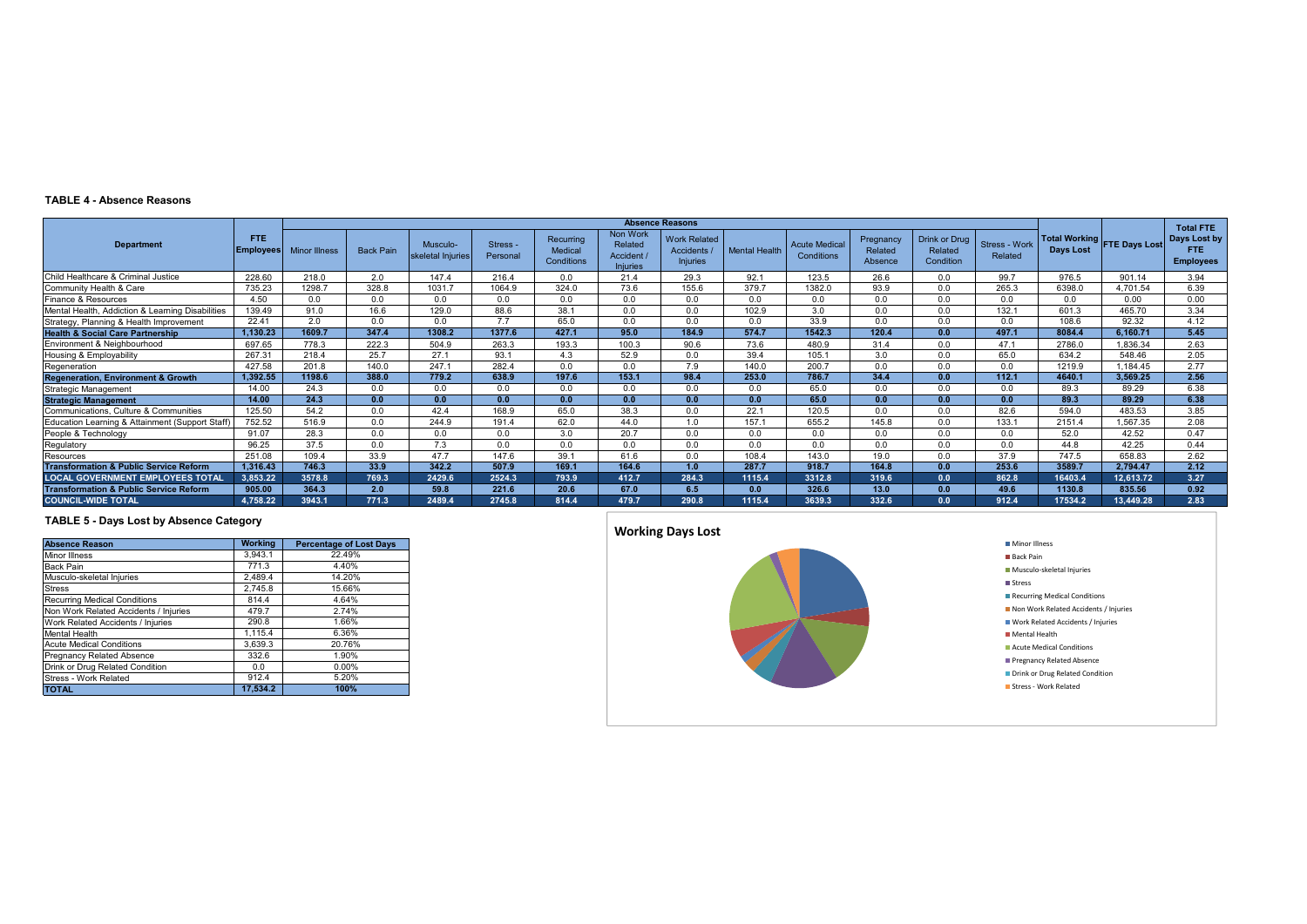**TABLE 4 - Absence Reasons**

| Department | FTE Employees | Absence Reasons | | | | | | | | | | | | Total Working Days Lost | FTE Days Lost | Total FTE Days Lost by FTE Employees |
|---|---|---|---|---|---|---|---|---|---|---|---|---|---|---|---|---|
| | | Minor Illness | Back Pain | Musculo-skeletal Injuries | Stress - Personal | Recurring Medical Conditions | Non Work Related Accident / Injuries | Work Related Accidents / Injuries | Mental Health | Acute Medical Conditions | Pregnancy Related Absence | Drink or Drug Related Condition | Stress - Work Related | | | |
| Child Healthcare & Criminal Justice | 228.60 | 218.0 | 2.0 | 147.4 | 216.4 | 0.0 | 21.4 | 29.3 | 92.1 | 123.5 | 26.6 | 0.0 | 99.7 | 976.5 | 901.14 | 3.94 |
| Community Health & Care | 735.23 | 1298.7 | 328.8 | 1031.7 | 1064.9 | 324.0 | 73.6 | 155.6 | 379.7 | 1382.0 | 93.9 | 0.0 | 265.3 | 6398.0 | 4,701.54 | 6.39 |
| Finance & Resources | 4.50 | 0.0 | 0.0 | 0.0 | 0.0 | 0.0 | 0.0 | 0.0 | 0.0 | 0.0 | 0.0 | 0.0 | 0.0 | 0.0 | 0.00 | 0.00 |
| Mental Health, Addiction & Learning Disabilities | 139.49 | 91.0 | 16.6 | 129.0 | 88.6 | 38.1 | 0.0 | 0.0 | 102.9 | 3.0 | 0.0 | 0.0 | 132.1 | 601.3 | 465.70 | 3.34 |
| Strategy, Planning & Health Improvement | 22.41 | 2.0 | 0.0 | 0.0 | 7.7 | 65.0 | 0.0 | 0.0 | 0.0 | 33.9 | 0.0 | 0.0 | 0.0 | 108.6 | 92.32 | 4.12 |
| **Health & Social Care Partnership** | **1,130.23** | **1609.7** | **347.4** | **1308.2** | **1377.6** | **427.1** | **95.0** | **184.9** | **574.7** | **1542.3** | **120.4** | **0.0** | **497.1** | **8084.4** | **6,160.71** | **5.45** |
| Environment & Neighbourhood | 697.65 | 778.3 | 222.3 | 504.9 | 263.3 | 193.3 | 100.3 | 90.6 | 73.6 | 480.9 | 31.4 | 0.0 | 47.1 | 2786.0 | 1,836.34 | 2.63 |
| Housing & Employability | 267.31 | 218.4 | 25.7 | 27.1 | 93.1 | 4.3 | 52.9 | 0.0 | 39.4 | 105.1 | 3.0 | 0.0 | 65.0 | 634.2 | 548.46 | 2.05 |
| Regeneration | 427.58 | 201.8 | 140.0 | 247.1 | 282.4 | 0.0 | 0.0 | 7.9 | 140.0 | 200.7 | 0.0 | 0.0 | 0.0 | 1219.9 | 1,184.45 | 2.77 |
| **Regeneration, Environment & Growth** | **1,392.55** | **1198.6** | **388.0** | **779.2** | **638.9** | **197.6** | **153.1** | **98.4** | **253.0** | **786.7** | **34.4** | **0.0** | **112.1** | **4640.1** | **3,569.25** | **2.56** |
| Strategic Management | 14.00 | 24.3 | 0.0 | 0.0 | 0.0 | 0.0 | 0.0 | 0.0 | 0.0 | 65.0 | 0.0 | 0.0 | 0.0 | 89.3 | 89.29 | 6.38 |
| **Strategic Management** | **14.00** | **24.3** | **0.0** | **0.0** | **0.0** | **0.0** | **0.0** | **0.0** | **0.0** | **65.0** | **0.0** | **0.0** | **0.0** | **89.3** | **89.29** | **6.38** |
| Communications, Culture & Communities | 125.50 | 54.2 | 0.0 | 42.4 | 168.9 | 65.0 | 38.3 | 0.0 | 22.1 | 120.5 | 0.0 | 0.0 | 82.6 | 594.0 | 483.53 | 3.85 |
| Education Learning & Attainment (Support Staff) | 752.52 | 516.9 | 0.0 | 244.9 | 191.4 | 62.0 | 44.0 | 1.0 | 157.1 | 655.2 | 145.8 | 0.0 | 133.1 | 2151.4 | 1,567.35 | 2.08 |
| People & Technology | 91.07 | 28.3 | 0.0 | 0.0 | 0.0 | 3.0 | 20.7 | 0.0 | 0.0 | 0.0 | 0.0 | 0.0 | 0.0 | 52.0 | 42.52 | 0.47 |
| Regulatory | 96.25 | 37.5 | 0.0 | 7.3 | 0.0 | 0.0 | 0.0 | 0.0 | 0.0 | 0.0 | 0.0 | 0.0 | 0.0 | 44.8 | 42.25 | 0.44 |
| Resources | 251.08 | 109.4 | 33.9 | 47.7 | 147.6 | 39.1 | 61.6 | 0.0 | 108.4 | 143.0 | 19.0 | 0.0 | 37.9 | 747.5 | 658.83 | 2.62 |
| **Transformation & Public Service Reform** | **1,316.43** | **746.3** | **33.9** | **342.2** | **507.9** | **169.1** | **164.6** | **1.0** | **287.7** | **918.7** | **164.8** | **0.0** | **253.6** | **3589.7** | **2,794.47** | **2.12** |
| **LOCAL GOVERNMENT EMPLOYEES TOTAL** | **3,853.22** | **3578.8** | **769.3** | **2429.6** | **2524.3** | **793.9** | **412.7** | **284.3** | **1115.4** | **3312.8** | **319.6** | **0.0** | **862.8** | **16403.4** | **12,613.72** | **3.27** |
| **Transformation & Public Service Reform** | **905.00** | **364.3** | **2.0** | **59.8** | **221.6** | **20.6** | **67.0** | **6.5** | **0.0** | **326.6** | **13.0** | **0.0** | **49.6** | **1130.8** | **835.56** | **0.92** |
| **COUNCIL-WIDE TOTAL** | **4,758.22** | **3943.1** | **771.3** | **2489.4** | **2745.8** | **814.4** | **479.7** | **290.8** | **1115.4** | **3639.3** | **332.6** | **0.0** | **912.4** | **17534.2** | **13,449.28** | **2.83** |

**TABLE 5 - Days Lost by Absence Category**

| Absence Reason | Working | Percentage of Lost Days |
|---|---|---|
| Minor Illness | 3,943.1 | 22.49% |
| Back Pain | 771.3 | 4.40% |
| Musculo-skeletal Injuries | 2,489.4 | 14.20% |
| Stress | 2,745.8 | 15.66% |
| Recurring Medical Conditions | 814.4 | 4.64% |
| Non Work Related Accidents / Injuries | 479.7 | 2.74% |
| Work Related Accidents / Injuries | 290.8 | 1.66% |
| Mental Health | 1,115.4 | 6.36% |
| Acute Medical Conditions | 3,639.3 | 20.76% |
| Pregnancy Related Absence | 332.6 | 1.90% |
| Drink or Drug Related Condition | 0.0 | 0.00% |
| Stress - Work Related | 912.4 | 5.20% |
| **TOTAL** | **17,534.2** | **100%** |

**Working Days Lost**

Minor Illness
Back Pain
Musculo-skeletal Injuries
Stress
Recurring Medical Conditions
Non Work Related Accidents / Injuries
Work Related Accidents / Injuries
Mental Health
Acute Medical Conditions
Pregnancy Related Absence
Drink or Drug Related Condition
Stress - Work Related